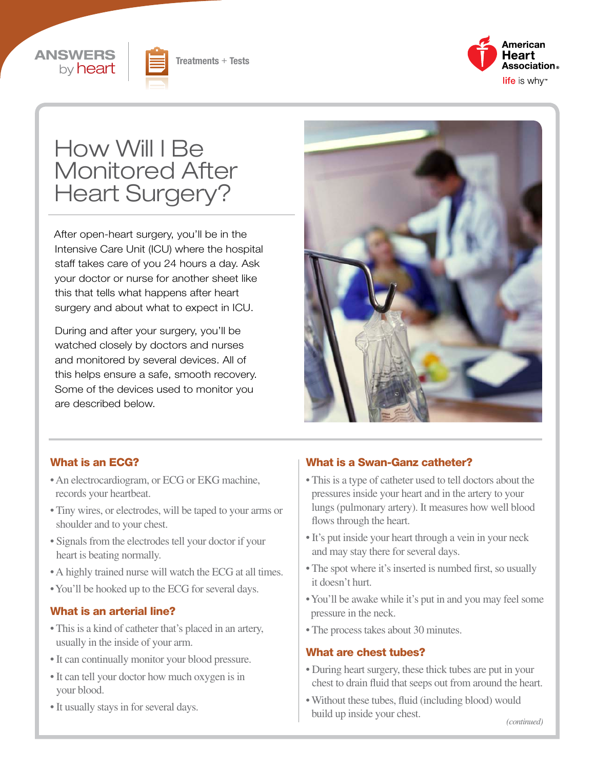ANSWERS by heart

Treatments + Tests

American Heart Association®

life is why™

# How Will I Be Monitored After Heart Surgery?

After open-heart surgery, you'll be in the Intensive Care Unit (ICU) where the hospital staff takes care of you 24 hours a day. Ask your doctor or nurse for another sheet like this that tells what happens after heart surgery and about what to expect in ICU.

During and after your surgery, you'll be watched closely by doctors and nurses and monitored by several devices. All of this helps ensure a safe, smooth recovery. Some of the devices used to monitor you are described below.

## What is an ECG?

- An electrocardiogram, or ECG or EKG machine, records your heartbeat.
- Tiny wires, or electrodes, will be taped to your arms or shoulder and to your chest.
- Signals from the electrodes tell your doctor if your heart is beating normally.
- A highly trained nurse will watch the ECG at all times.
- You'll be hooked up to the ECG for several days.

## What is an arterial line?

- This is a kind of catheter that's placed in an artery, usually in the inside of your arm.
- It can continually monitor your blood pressure.
- It can tell your doctor how much oxygen is in your blood.
- It usually stays in for several days.

## What is a Swan-Ganz catheter?

- This is a type of catheter used to tell doctors about the pressures inside your heart and in the artery to your lungs (pulmonary artery). It measures how well blood flows through the heart.
- It's put inside your heart through a vein in your neck and may stay there for several days.
- The spot where it's inserted is numbed first, so usually it doesn't hurt.
- You'll be awake while it's put in and you may feel some pressure in the neck.
- The process takes about 30 minutes.

## What are chest tubes?

- During heart surgery, these thick tubes are put in your chest to drain fluid that seeps out from around the heart.
- Without these tubes, fluid (including blood) would build up inside your chest.

*(continued)*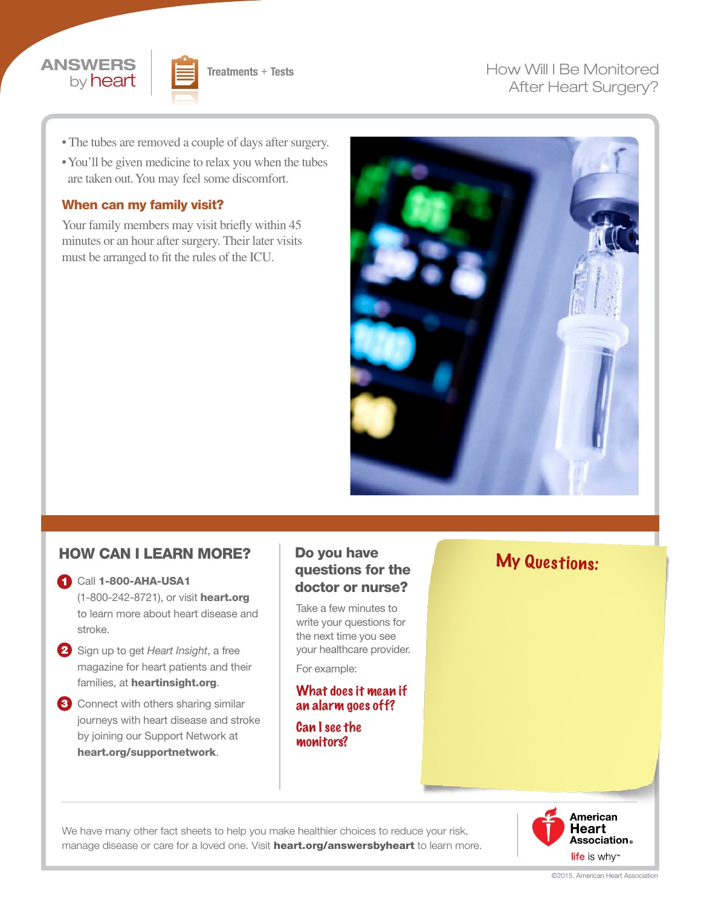- The tubes are removed a couple of days after surgery.
- You'll be given medicine to relax you when the tubes are taken out. You may feel some discomfort.

### When can my family visit?

Your family members may visit briefly within 45 minutes or an hour after surgery. Their later visits must be arranged to fit the rules of the ICU.

## HOW CAN I LEARN MORE?

1. Call **1-800-AHA-USA1** (1-800-242-8721), or visit **heart.org** to learn more about heart disease and stroke.
2. Sign up to get *Heart Insight*, a free magazine for heart patients and their families, at **heartinsight.org**.
3. Connect with others sharing similar journeys with heart disease and stroke by joining our Support Network at **heart.org/supportnetwork**.

## Do you have questions for the doctor or nurse?

Take a few minutes to write your questions for the next time you see your healthcare provider.

For example:

What does it mean if an alarm goes off?

Can I see the monitors?

## My Questions:

We have many other fact sheets to help you make healthier choices to reduce your risk, manage disease or care for a loved one. Visit **heart.org/answersbyheart** to learn more.

American Heart Association® life is why™

©2015, American Heart Association